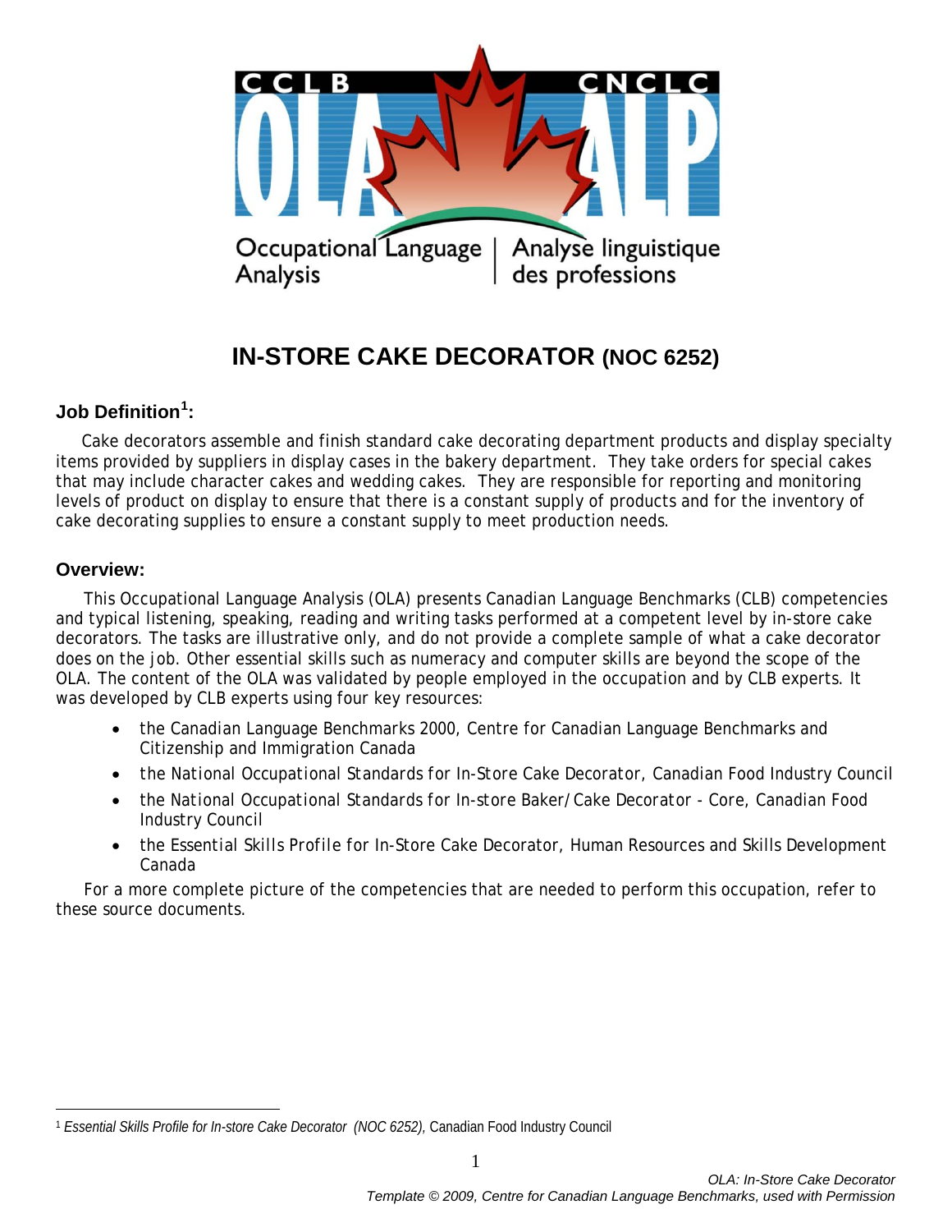CCLB CNCLC

OLA ALP

Occupational Language Analysis | Analyse linguistique des professions

# IN-STORE CAKE DECORATOR (NOC 6252)

### Job Definition[1]:

Cake decorators assemble and finish standard cake decorating department products and display specialty items provided by suppliers in display cases in the bakery department. They take orders for special cakes that may include character cakes and wedding cakes. They are responsible for reporting and monitoring levels of product on display to ensure that there is a constant supply of products and for the inventory of cake decorating supplies to ensure a constant supply to meet production needs.

### Overview:

This Occupational Language Analysis (OLA) presents Canadian Language Benchmarks (CLB) competencies and typical listening, speaking, reading and writing tasks performed at a competent level by in-store cake decorators. The tasks are illustrative only, and do not provide a complete sample of what a cake decorator does on the job. Other essential skills such as numeracy and computer skills are beyond the scope of the OLA. The content of the OLA was validated by people employed in the occupation and by CLB experts. It was developed by CLB experts using four key resources:

- the Canadian Language Benchmarks 2000, Centre for Canadian Language Benchmarks and Citizenship and Immigration Canada
- the *National Occupational Standards for In-Store Cake Decorator*, Canadian Food Industry Council
- the *National Occupational Standards for In-store Baker/Cake Decorator - Core*, Canadian Food Industry Council
- the *Essential Skills Profile for In-Store Cake Decorator*, Human Resources and Skills Development Canada

For a more complete picture of the competencies that are needed to perform this occupation, refer to these source documents.

---

[1] *Essential Skills Profile for In-store Cake Decorator (NOC 6252)*, Canadian Food Industry Council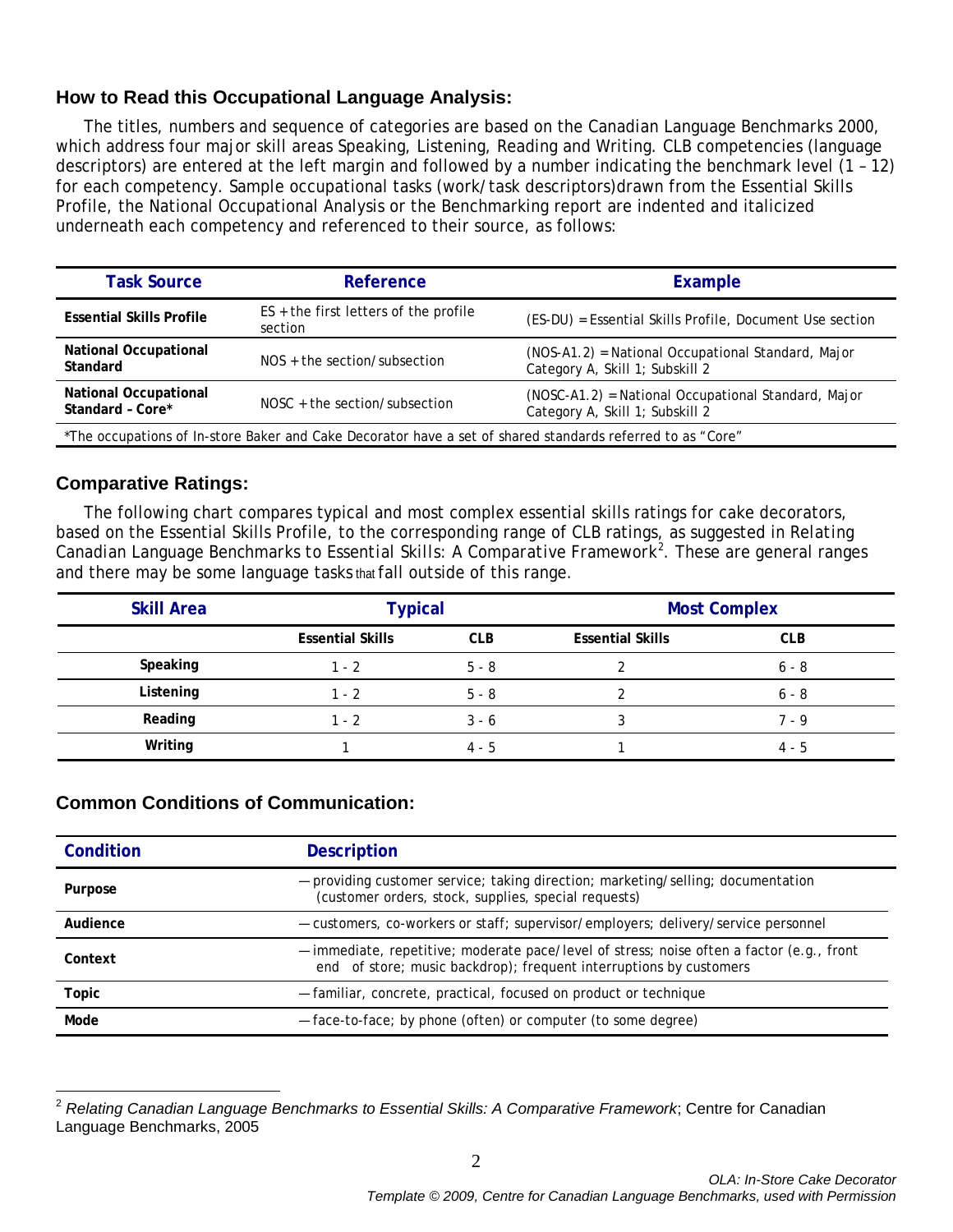## How to Read this Occupational Language Analysis:

The titles, numbers and sequence of categories are based on the Canadian Language Benchmarks 2000, which address four major skill areas Speaking, Listening, Reading and Writing. CLB competencies (language descriptors) are entered at the left margin and followed by a number indicating the benchmark level (1 – 12) for each competency. Sample occupational tasks (work/task descriptors)drawn from the Essential Skills Profile, the National Occupational Analysis or the Benchmarking report are indented and italicized underneath each competency and referenced to their source, as follows:

| Task Source | Reference | Example |
|---|---|---|
| **Essential Skills Profile** | ES + the first letters of the profile section | (ES-DU) = Essential Skills Profile, Document Use section |
| **National Occupational Standard** | NOS + the section/subsection | (NOS-A1.2) = National Occupational Standard, Major Category A, Skill 1; Subskill 2 |
| **National Occupational Standard – Core*** | NOSC + the section/subsection | (NOSC-A1.2) = National Occupational Standard, Major Category A, Skill 1; Subskill 2 |

*The occupations of In-store Baker and Cake Decorator have a set of shared standards referred to as "Core"

## Comparative Ratings:

The following chart compares typical and most complex essential skills ratings for cake decorators, based on the Essential Skills Profile, to the corresponding range of CLB ratings, as suggested in *Relating Canadian Language Benchmarks to Essential Skills: A Comparative Framework*[2]. These are general ranges and there may be some language tasks that fall outside of this range.

| Skill Area | Typical | | Most Complex | |
|---|---|---|---|---|
| | **Essential Skills** | **CLB** | **Essential Skills** | **CLB** |
| **Speaking** | 1 - 2 | 5 - 8 | 2 | 6 - 8 |
| **Listening** | 1 - 2 | 5 - 8 | 2 | 6 - 8 |
| **Reading** | 1 - 2 | 3 - 6 | 3 | 7 - 9 |
| **Writing** | 1 | 4 - 5 | 1 | 4 - 5 |

## Common Conditions of Communication:

| Condition | Description |
|---|---|
| **Purpose** | — providing customer service; taking direction; marketing/selling; documentation (customer orders, stock, supplies, special requests) |
| **Audience** | — customers, co-workers or staff; supervisor/employers; delivery/service personnel |
| **Context** | — immediate, repetitive; moderate pace/level of stress; noise often a factor (e.g., front end of store; music backdrop); frequent interruptions by customers |
| **Topic** | — familiar, concrete, practical, focused on product or technique |
| **Mode** | — face-to-face; by phone (often) or computer (to some degree) |

[2] *Relating Canadian Language Benchmarks to Essential Skills: A Comparative Framework*; Centre for Canadian Language Benchmarks, 2005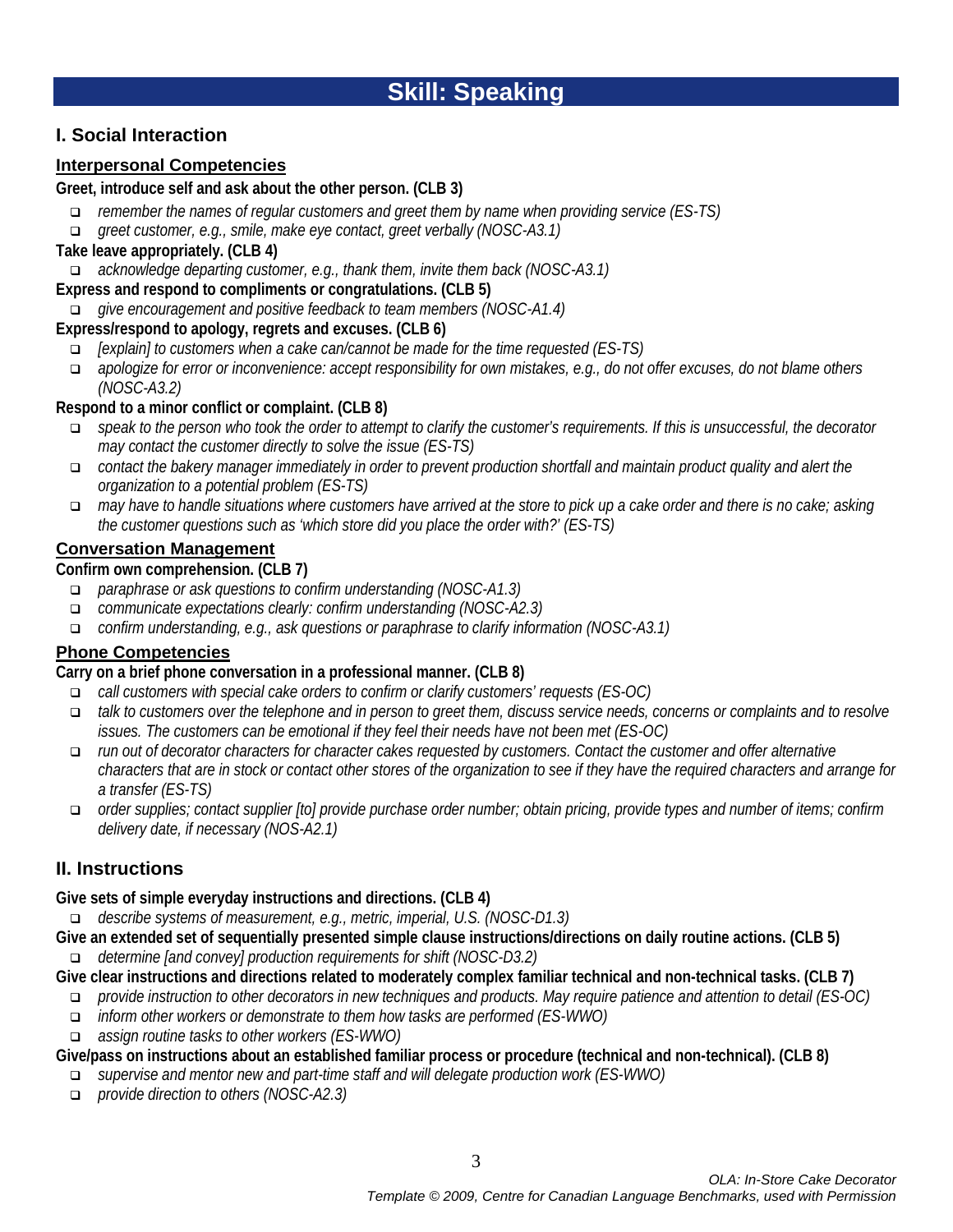# Skill: Speaking

## I. Social Interaction

### Interpersonal Competencies

**Greet, introduce self and ask about the other person. (CLB 3)**

- *remember the names of regular customers and greet them by name when providing service (ES-TS)*
- *greet customer, e.g., smile, make eye contact, greet verbally (NOSC-A3.1)*

**Take leave appropriately. (CLB 4)**

- *acknowledge departing customer, e.g., thank them, invite them back (NOSC-A3.1)*

**Express and respond to compliments or congratulations. (CLB 5)**

- *give encouragement and positive feedback to team members (NOSC-A1.4)*

**Express/respond to apology, regrets and excuses. (CLB 6)**

- *[explain] to customers when a cake can/cannot be made for the time requested (ES-TS)*
- *apologize for error or inconvenience: accept responsibility for own mistakes, e.g., do not offer excuses, do not blame others (NOSC-A3.2)*

**Respond to a minor conflict or complaint. (CLB 8)**

- *speak to the person who took the order to attempt to clarify the customer's requirements. If this is unsuccessful, the decorator may contact the customer directly to solve the issue (ES-TS)*
- *contact the bakery manager immediately in order to prevent production shortfall and maintain product quality and alert the organization to a potential problem (ES-TS)*
- *may have to handle situations where customers have arrived at the store to pick up a cake order and there is no cake; asking the customer questions such as 'which store did you place the order with?' (ES-TS)*

### Conversation Management

**Confirm own comprehension. (CLB 7)**

- *paraphrase or ask questions to confirm understanding (NOSC-A1.3)*
- *communicate expectations clearly: confirm understanding (NOSC-A2.3)*
- *confirm understanding, e.g., ask questions or paraphrase to clarify information (NOSC-A3.1)*

### Phone Competencies

**Carry on a brief phone conversation in a professional manner. (CLB 8)**

- *call customers with special cake orders to confirm or clarify customers' requests (ES-OC)*
- *talk to customers over the telephone and in person to greet them, discuss service needs, concerns or complaints and to resolve issues. The customers can be emotional if they feel their needs have not been met (ES-OC)*
- *run out of decorator characters for character cakes requested by customers. Contact the customer and offer alternative characters that are in stock or contact other stores of the organization to see if they have the required characters and arrange for a transfer (ES-TS)*
- *order supplies; contact supplier [to] provide purchase order number; obtain pricing, provide types and number of items; confirm delivery date, if necessary (NOS-A2.1)*

## II. Instructions

**Give sets of simple everyday instructions and directions. (CLB 4)**

- *describe systems of measurement, e.g., metric, imperial, U.S. (NOSC-D1.3)*

**Give an extended set of sequentially presented simple clause instructions/directions on daily routine actions. (CLB 5)**

- *determine [and convey] production requirements for shift (NOSC-D3.2)*

**Give clear instructions and directions related to moderately complex familiar technical and non-technical tasks. (CLB 7)**

- *provide instruction to other decorators in new techniques and products. May require patience and attention to detail (ES-OC)*
- *inform other workers or demonstrate to them how tasks are performed (ES-WWO)*
- *assign routine tasks to other workers (ES-WWO)*

**Give/pass on instructions about an established familiar process or procedure (technical and non-technical). (CLB 8)**

- *supervise and mentor new and part-time staff and will delegate production work (ES-WWO)*
- *provide direction to others (NOSC-A2.3)*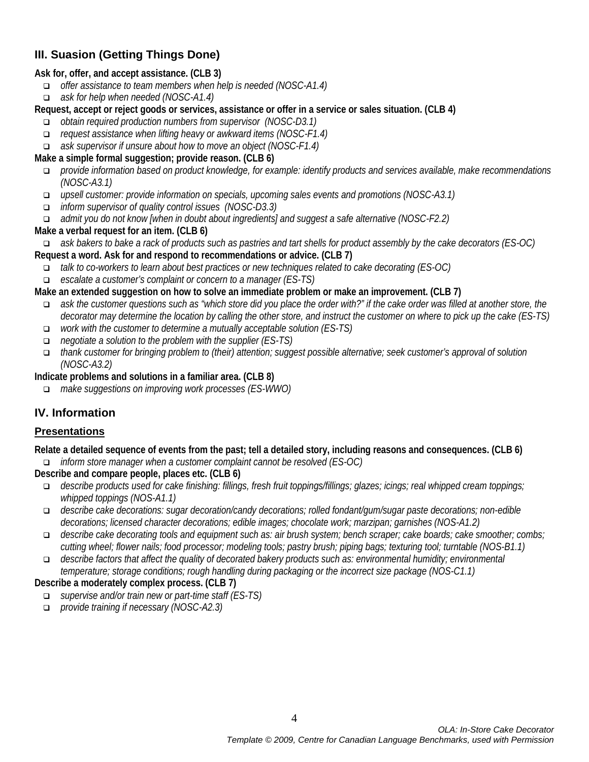## III. Suasion (Getting Things Done)

**Ask for, offer, and accept assistance. (CLB 3)**

- *offer assistance to team members when help is needed (NOSC-A1.4)*
- *ask for help when needed (NOSC-A1.4)*

**Request, accept or reject goods or services, assistance or offer in a service or sales situation. (CLB 4)**

- *obtain required production numbers from supervisor (NOSC-D3.1)*
- *request assistance when lifting heavy or awkward items (NOSC-F1.4)*
- *ask supervisor if unsure about how to move an object (NOSC-F1.4)*

**Make a simple formal suggestion; provide reason. (CLB 6)**

- *provide information based on product knowledge, for example: identify products and services available, make recommendations (NOSC-A3.1)*
- *upsell customer: provide information on specials, upcoming sales events and promotions (NOSC-A3.1)*
- *inform supervisor of quality control issues (NOSC-D3.3)*
- *admit you do not know [when in doubt about ingredients] and suggest a safe alternative (NOSC-F2.2)*

**Make a verbal request for an item. (CLB 6)**

- *ask bakers to bake a rack of products such as pastries and tart shells for product assembly by the cake decorators (ES-OC)*

**Request a word. Ask for and respond to recommendations or advice. (CLB 7)**

- *talk to co-workers to learn about best practices or new techniques related to cake decorating (ES-OC)*
- *escalate a customer's complaint or concern to a manager (ES-TS)*

**Make an extended suggestion on how to solve an immediate problem or make an improvement. (CLB 7)**

- *ask the customer questions such as "which store did you place the order with?" if the cake order was filled at another store, the decorator may determine the location by calling the other store, and instruct the customer on where to pick up the cake (ES-TS)*
- *work with the customer to determine a mutually acceptable solution (ES-TS)*
- *negotiate a solution to the problem with the supplier (ES-TS)*
- *thank customer for bringing problem to (their) attention; suggest possible alternative; seek customer's approval of solution (NOSC-A3.2)*

**Indicate problems and solutions in a familiar area. (CLB 8)**

- *make suggestions on improving work processes (ES-WWO)*

## IV. Information

### Presentations

**Relate a detailed sequence of events from the past; tell a detailed story, including reasons and consequences. (CLB 6)**

- *inform store manager when a customer complaint cannot be resolved (ES-OC)*

**Describe and compare people, places etc. (CLB 6)**

- *describe products used for cake finishing: fillings, fresh fruit toppings/fillings; glazes; icings; real whipped cream toppings; whipped toppings (NOS-A1.1)*
- *describe cake decorations: sugar decoration/candy decorations; rolled fondant/gum/sugar paste decorations; non-edible decorations; licensed character decorations; edible images; chocolate work; marzipan; garnishes (NOS-A1.2)*
- *describe cake decorating tools and equipment such as: air brush system; bench scraper; cake boards; cake smoother; combs; cutting wheel; flower nails; food processor; modeling tools; pastry brush; piping bags; texturing tool; turntable (NOS-B1.1)*
- *describe factors that affect the quality of decorated bakery products such as: environmental humidity; environmental temperature; storage conditions; rough handling during packaging or the incorrect size package (NOS-C1.1)*

**Describe a moderately complex process. (CLB 7)**

- *supervise and/or train new or part-time staff (ES-TS)*
- *provide training if necessary (NOSC-A2.3)*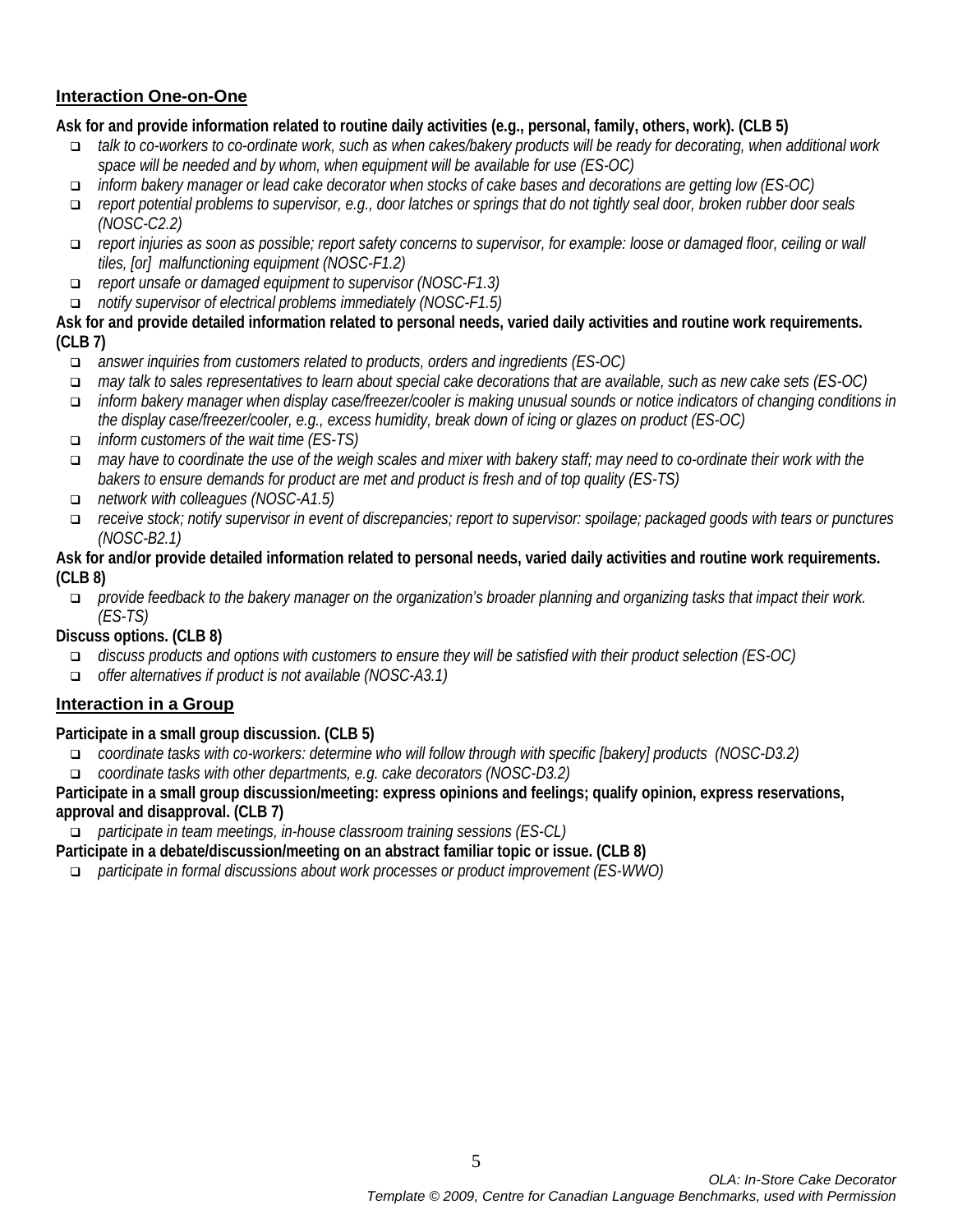## Interaction One-on-One

**Ask for and provide information related to routine daily activities (e.g., personal, family, others, work). (CLB 5)**

- *talk to co-workers to co-ordinate work, such as when cakes/bakery products will be ready for decorating, when additional work space will be needed and by whom, when equipment will be available for use (ES-OC)*
- *inform bakery manager or lead cake decorator when stocks of cake bases and decorations are getting low (ES-OC)*
- *report potential problems to supervisor, e.g., door latches or springs that do not tightly seal door, broken rubber door seals (NOSC-C2.2)*
- *report injuries as soon as possible; report safety concerns to supervisor, for example: loose or damaged floor, ceiling or wall tiles, [or] malfunctioning equipment (NOSC-F1.2)*
- *report unsafe or damaged equipment to supervisor (NOSC-F1.3)*
- *notify supervisor of electrical problems immediately (NOSC-F1.5)*

**Ask for and provide detailed information related to personal needs, varied daily activities and routine work requirements. (CLB 7)**

- *answer inquiries from customers related to products, orders and ingredients (ES-OC)*
- *may talk to sales representatives to learn about special cake decorations that are available, such as new cake sets (ES-OC)*
- *inform bakery manager when display case/freezer/cooler is making unusual sounds or notice indicators of changing conditions in the display case/freezer/cooler, e.g., excess humidity, break down of icing or glazes on product (ES-OC)*
- *inform customers of the wait time (ES-TS)*
- *may have to coordinate the use of the weigh scales and mixer with bakery staff; may need to co-ordinate their work with the bakers to ensure demands for product are met and product is fresh and of top quality (ES-TS)*
- *network with colleagues (NOSC-A1.5)*
- *receive stock; notify supervisor in event of discrepancies; report to supervisor: spoilage; packaged goods with tears or punctures (NOSC-B2.1)*

**Ask for and/or provide detailed information related to personal needs, varied daily activities and routine work requirements. (CLB 8)**

- *provide feedback to the bakery manager on the organization's broader planning and organizing tasks that impact their work. (ES-TS)*

**Discuss options. (CLB 8)**

- *discuss products and options with customers to ensure they will be satisfied with their product selection (ES-OC)*
- *offer alternatives if product is not available (NOSC-A3.1)*

## Interaction in a Group

**Participate in a small group discussion. (CLB 5)**

- *coordinate tasks with co-workers: determine who will follow through with specific [bakery] products (NOSC-D3.2)*
- *coordinate tasks with other departments, e.g. cake decorators (NOSC-D3.2)*

**Participate in a small group discussion/meeting: express opinions and feelings; qualify opinion, express reservations, approval and disapproval. (CLB 7)**

- *participate in team meetings, in-house classroom training sessions (ES-CL)*

**Participate in a debate/discussion/meeting on an abstract familiar topic or issue. (CLB 8)**

- *participate in formal discussions about work processes or product improvement (ES-WWO)*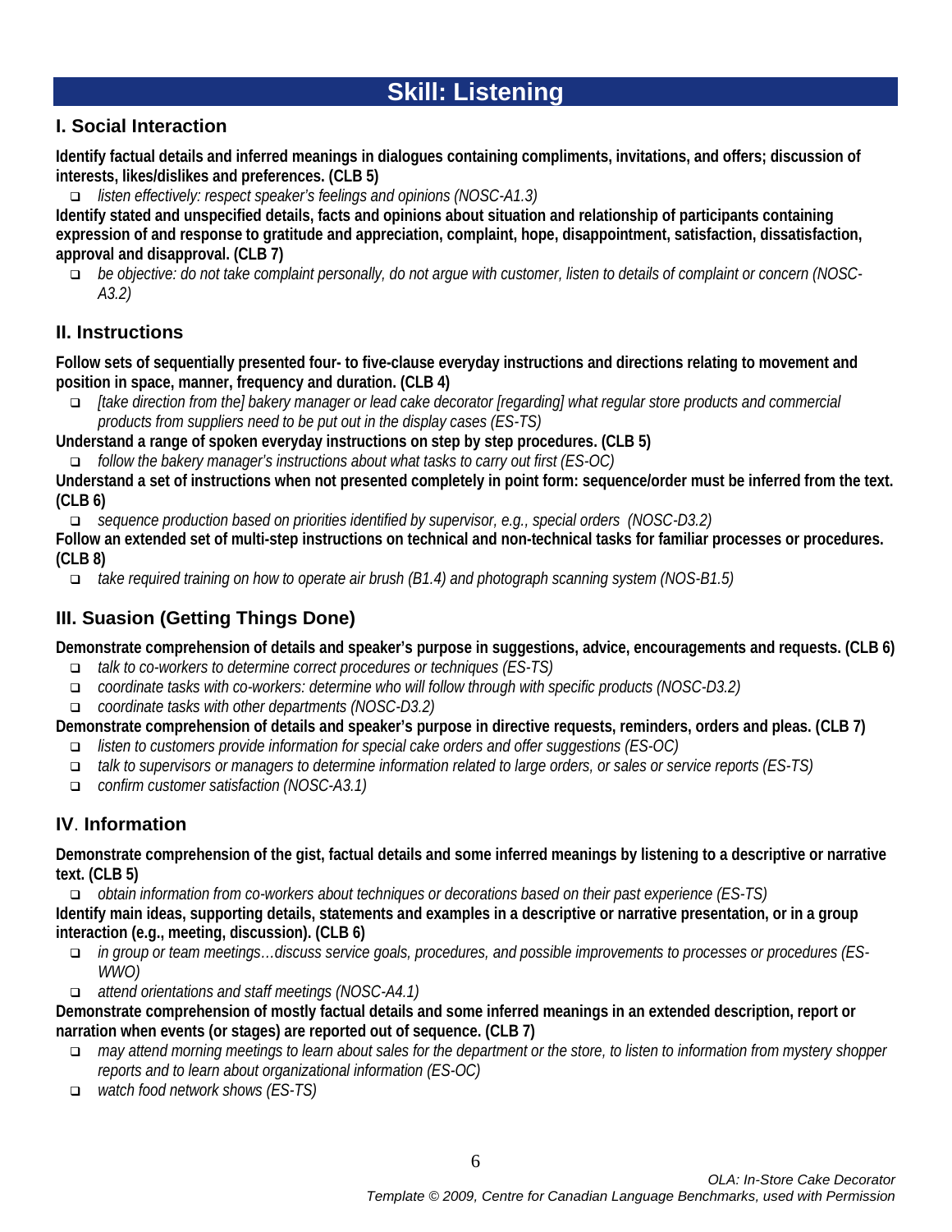# Skill: Listening

## I. Social Interaction

**Identify factual details and inferred meanings in dialogues containing compliments, invitations, and offers; discussion of interests, likes/dislikes and preferences. (CLB 5)**

- *listen effectively: respect speaker's feelings and opinions (NOSC-A1.3)*

**Identify stated and unspecified details, facts and opinions about situation and relationship of participants containing expression of and response to gratitude and appreciation, complaint, hope, disappointment, satisfaction, dissatisfaction, approval and disapproval. (CLB 7)**

- *be objective: do not take complaint personally, do not argue with customer, listen to details of complaint or concern (NOSC-A3.2)*

## II. Instructions

**Follow sets of sequentially presented four- to five-clause everyday instructions and directions relating to movement and position in space, manner, frequency and duration. (CLB 4)**

- *[take direction from the] bakery manager or lead cake decorator [regarding] what regular store products and commercial products from suppliers need to be put out in the display cases (ES-TS)*

**Understand a range of spoken everyday instructions on step by step procedures. (CLB 5)**

- *follow the bakery manager's instructions about what tasks to carry out first (ES-OC)*

**Understand a set of instructions when not presented completely in point form: sequence/order must be inferred from the text. (CLB 6)**

- *sequence production based on priorities identified by supervisor, e.g., special orders (NOSC-D3.2)*

**Follow an extended set of multi-step instructions on technical and non-technical tasks for familiar processes or procedures. (CLB 8)**

- *take required training on how to operate air brush (B1.4) and photograph scanning system (NOS-B1.5)*

## III. Suasion (Getting Things Done)

**Demonstrate comprehension of details and speaker's purpose in suggestions, advice, encouragements and requests. (CLB 6)**

- *talk to co-workers to determine correct procedures or techniques (ES-TS)*
- *coordinate tasks with co-workers: determine who will follow through with specific products (NOSC-D3.2)*
- *coordinate tasks with other departments (NOSC-D3.2)*

**Demonstrate comprehension of details and speaker's purpose in directive requests, reminders, orders and pleas. (CLB 7)**

- *listen to customers provide information for special cake orders and offer suggestions (ES-OC)*
- *talk to supervisors or managers to determine information related to large orders, or sales or service reports (ES-TS)*
- *confirm customer satisfaction (NOSC-A3.1)*

## IV. Information

**Demonstrate comprehension of the gist, factual details and some inferred meanings by listening to a descriptive or narrative text. (CLB 5)**

- *obtain information from co-workers about techniques or decorations based on their past experience (ES-TS)*

**Identify main ideas, supporting details, statements and examples in a descriptive or narrative presentation, or in a group interaction (e.g., meeting, discussion). (CLB 6)**

- *in group or team meetings…discuss service goals, procedures, and possible improvements to processes or procedures (ES-WWO)*
- *attend orientations and staff meetings (NOSC-A4.1)*

**Demonstrate comprehension of mostly factual details and some inferred meanings in an extended description, report or narration when events (or stages) are reported out of sequence. (CLB 7)**

- *may attend morning meetings to learn about sales for the department or the store, to listen to information from mystery shopper reports and to learn about organizational information (ES-OC)*
- *watch food network shows (ES-TS)*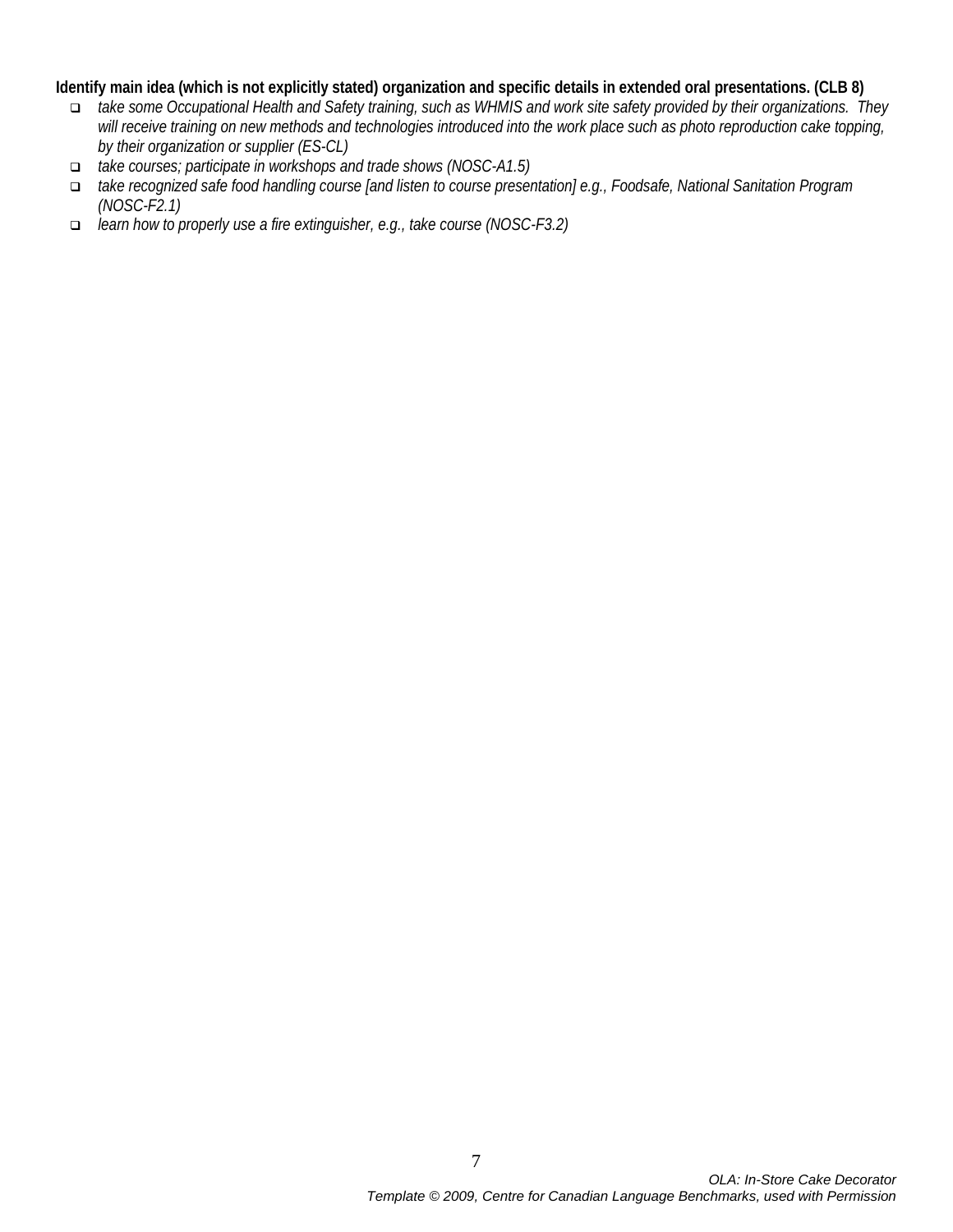**Identify main idea (which is not explicitly stated) organization and specific details in extended oral presentations. (CLB 8)**

- *take some Occupational Health and Safety training, such as WHMIS and work site safety provided by their organizations. They will receive training on new methods and technologies introduced into the work place such as photo reproduction cake topping, by their organization or supplier (ES-CL)*
- *take courses; participate in workshops and trade shows (NOSC-A1.5)*
- *take recognized safe food handling course [and listen to course presentation] e.g., Foodsafe, National Sanitation Program (NOSC-F2.1)*
- *learn how to properly use a fire extinguisher, e.g., take course (NOSC-F3.2)*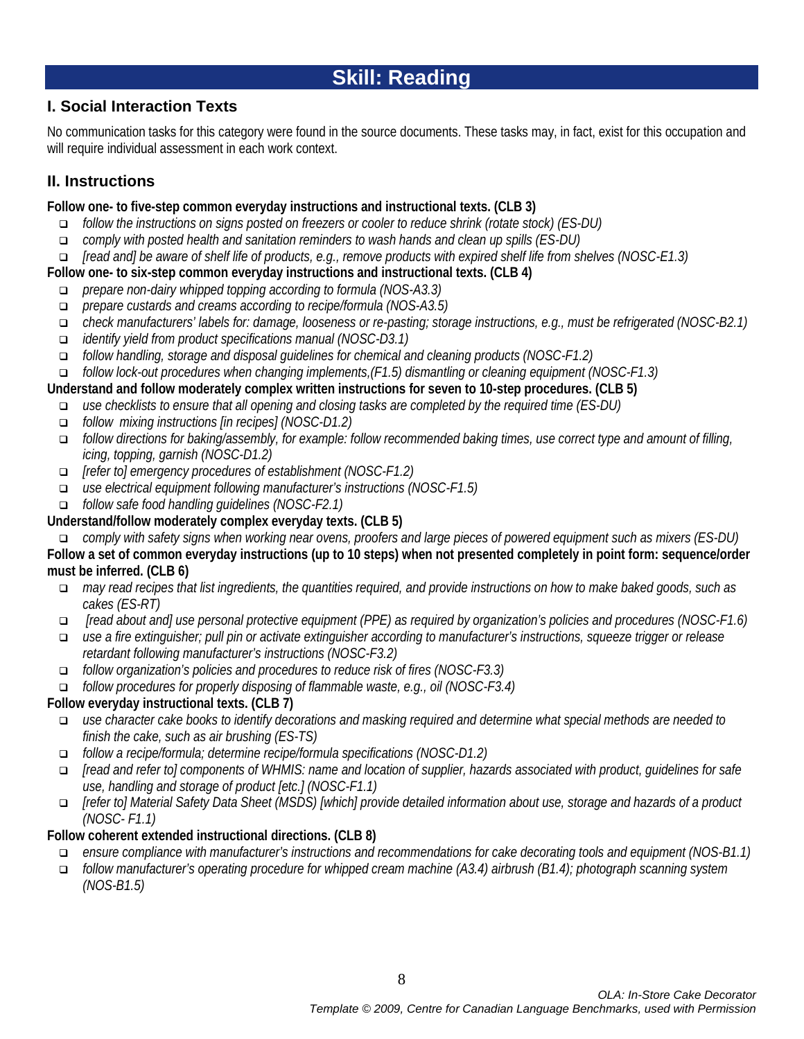# Skill: Reading

## I. Social Interaction Texts

No communication tasks for this category were found in the source documents. These tasks may, in fact, exist for this occupation and will require individual assessment in each work context.

## II. Instructions

**Follow one- to five-step common everyday instructions and instructional texts. (CLB 3)**

- *follow the instructions on signs posted on freezers or cooler to reduce shrink (rotate stock) (ES-DU)*
- *comply with posted health and sanitation reminders to wash hands and clean up spills (ES-DU)*
- *[read and] be aware of shelf life of products, e.g., remove products with expired shelf life from shelves (NOSC-E1.3)*

**Follow one- to six-step common everyday instructions and instructional texts. (CLB 4)**

- *prepare non-dairy whipped topping according to formula (NOS-A3.3)*
- *prepare custards and creams according to recipe/formula (NOS-A3.5)*
- *check manufacturers' labels for: damage, looseness or re-pasting; storage instructions, e.g., must be refrigerated (NOSC-B2.1)*
- *identify yield from product specifications manual (NOSC-D3.1)*
- *follow handling, storage and disposal guidelines for chemical and cleaning products (NOSC-F1.2)*
- *follow lock-out procedures when changing implements,(F1.5) dismantling or cleaning equipment (NOSC-F1.3)*

**Understand and follow moderately complex written instructions for seven to 10-step procedures. (CLB 5)**

- *use checklists to ensure that all opening and closing tasks are completed by the required time (ES-DU)*
- *follow mixing instructions [in recipes] (NOSC-D1.2)*
- *follow directions for baking/assembly, for example: follow recommended baking times, use correct type and amount of filling, icing, topping, garnish (NOSC-D1.2)*
- *[refer to] emergency procedures of establishment (NOSC-F1.2)*
- *use electrical equipment following manufacturer's instructions (NOSC-F1.5)*
- *follow safe food handling guidelines (NOSC-F2.1)*

**Understand/follow moderately complex everyday texts. (CLB 5)**

- *comply with safety signs when working near ovens, proofers and large pieces of powered equipment such as mixers (ES-DU)*

**Follow a set of common everyday instructions (up to 10 steps) when not presented completely in point form: sequence/order must be inferred. (CLB 6)**

- *may read recipes that list ingredients, the quantities required, and provide instructions on how to make baked goods, such as cakes (ES-RT)*
- *[read about and] use personal protective equipment (PPE) as required by organization's policies and procedures (NOSC-F1.6)*
- *use a fire extinguisher; pull pin or activate extinguisher according to manufacturer's instructions, squeeze trigger or release retardant following manufacturer's instructions (NOSC-F3.2)*
- *follow organization's policies and procedures to reduce risk of fires (NOSC-F3.3)*
- *follow procedures for properly disposing of flammable waste, e.g., oil (NOSC-F3.4)*

**Follow everyday instructional texts. (CLB 7)**

- *use character cake books to identify decorations and masking required and determine what special methods are needed to finish the cake, such as air brushing (ES-TS)*
- *follow a recipe/formula; determine recipe/formula specifications (NOSC-D1.2)*
- *[read and refer to] components of WHMIS: name and location of supplier, hazards associated with product, guidelines for safe use, handling and storage of product [etc.] (NOSC-F1.1)*
- *[refer to] Material Safety Data Sheet (MSDS) [which] provide detailed information about use, storage and hazards of a product (NOSC- F1.1)*

**Follow coherent extended instructional directions. (CLB 8)**

- *ensure compliance with manufacturer's instructions and recommendations for cake decorating tools and equipment (NOS-B1.1)*
- *follow manufacturer's operating procedure for whipped cream machine (A3.4) airbrush (B1.4); photograph scanning system (NOS-B1.5)*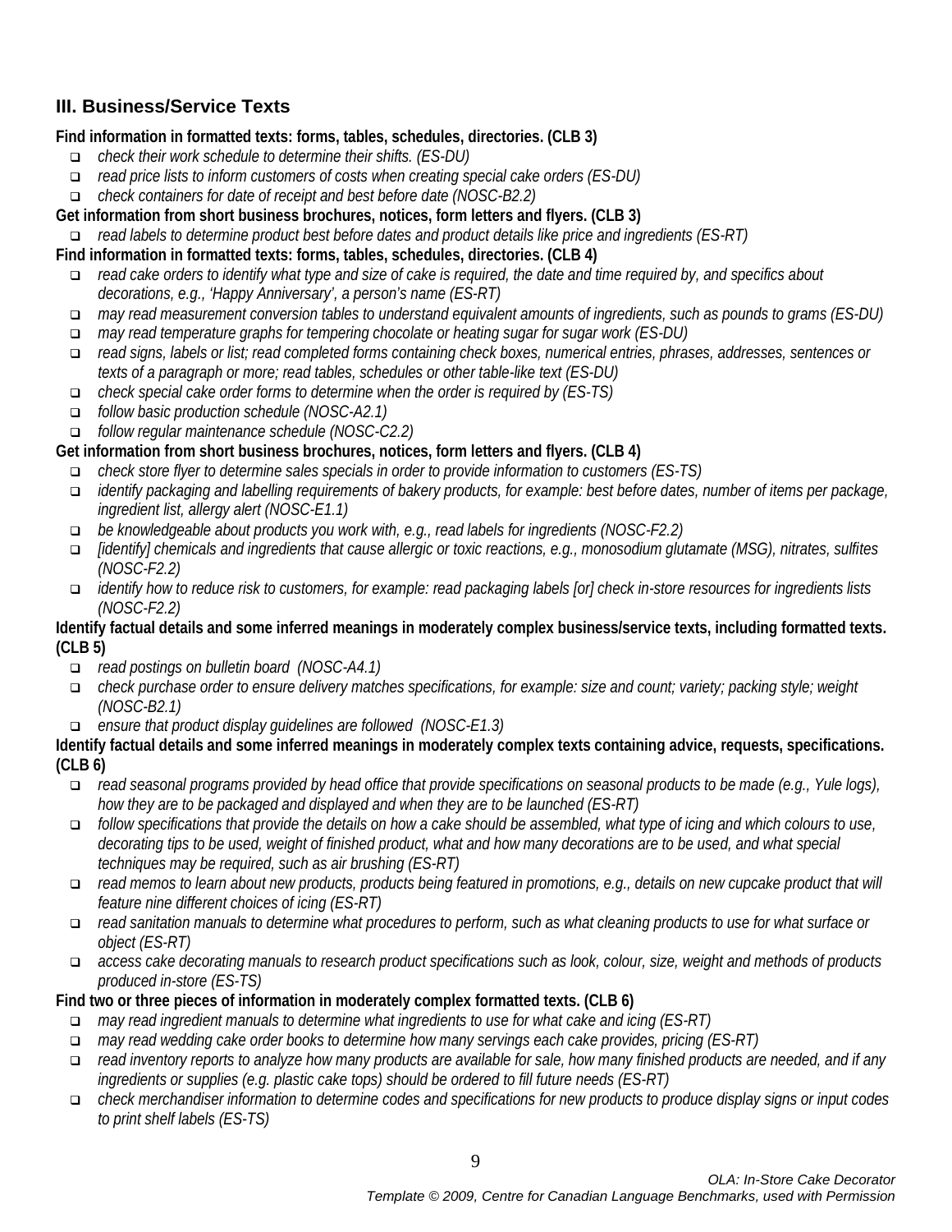## III. Business/Service Texts

**Find information in formatted texts: forms, tables, schedules, directories. (CLB 3)**

- *check their work schedule to determine their shifts. (ES-DU)*
- *read price lists to inform customers of costs when creating special cake orders (ES-DU)*
- *check containers for date of receipt and best before date (NOSC-B2.2)*

**Get information from short business brochures, notices, form letters and flyers. (CLB 3)**

- *read labels to determine product best before dates and product details like price and ingredients (ES-RT)*

**Find information in formatted texts: forms, tables, schedules, directories. (CLB 4)**

- *read cake orders to identify what type and size of cake is required, the date and time required by, and specifics about decorations, e.g., 'Happy Anniversary', a person's name (ES-RT)*
- *may read measurement conversion tables to understand equivalent amounts of ingredients, such as pounds to grams (ES-DU)*
- *may read temperature graphs for tempering chocolate or heating sugar for sugar work (ES-DU)*
- *read signs, labels or list; read completed forms containing check boxes, numerical entries, phrases, addresses, sentences or texts of a paragraph or more; read tables, schedules or other table-like text (ES-DU)*
- *check special cake order forms to determine when the order is required by (ES-TS)*
- *follow basic production schedule (NOSC-A2.1)*
- *follow regular maintenance schedule (NOSC-C2.2)*

**Get information from short business brochures, notices, form letters and flyers. (CLB 4)**

- *check store flyer to determine sales specials in order to provide information to customers (ES-TS)*
- *identify packaging and labelling requirements of bakery products, for example: best before dates, number of items per package, ingredient list, allergy alert (NOSC-E1.1)*
- *be knowledgeable about products you work with, e.g., read labels for ingredients (NOSC-F2.2)*
- *[identify] chemicals and ingredients that cause allergic or toxic reactions, e.g., monosodium glutamate (MSG), nitrates, sulfites (NOSC-F2.2)*
- *identify how to reduce risk to customers, for example: read packaging labels [or] check in-store resources for ingredients lists (NOSC-F2.2)*

**Identify factual details and some inferred meanings in moderately complex business/service texts, including formatted texts. (CLB 5)**

- *read postings on bulletin board (NOSC-A4.1)*
- *check purchase order to ensure delivery matches specifications, for example: size and count; variety; packing style; weight (NOSC-B2.1)*
- *ensure that product display guidelines are followed (NOSC-E1.3)*

**Identify factual details and some inferred meanings in moderately complex texts containing advice, requests, specifications. (CLB 6)**

- *read seasonal programs provided by head office that provide specifications on seasonal products to be made (e.g., Yule logs), how they are to be packaged and displayed and when they are to be launched (ES-RT)*
- *follow specifications that provide the details on how a cake should be assembled, what type of icing and which colours to use, decorating tips to be used, weight of finished product, what and how many decorations are to be used, and what special techniques may be required, such as air brushing (ES-RT)*
- *read memos to learn about new products, products being featured in promotions, e.g., details on new cupcake product that will feature nine different choices of icing (ES-RT)*
- *read sanitation manuals to determine what procedures to perform, such as what cleaning products to use for what surface or object (ES-RT)*
- *access cake decorating manuals to research product specifications such as look, colour, size, weight and methods of products produced in-store (ES-TS)*

**Find two or three pieces of information in moderately complex formatted texts. (CLB 6)**

- *may read ingredient manuals to determine what ingredients to use for what cake and icing (ES-RT)*
- *may read wedding cake order books to determine how many servings each cake provides, pricing (ES-RT)*
- *read inventory reports to analyze how many products are available for sale, how many finished products are needed, and if any ingredients or supplies (e.g. plastic cake tops) should be ordered to fill future needs (ES-RT)*
- *check merchandiser information to determine codes and specifications for new products to produce display signs or input codes to print shelf labels (ES-TS)*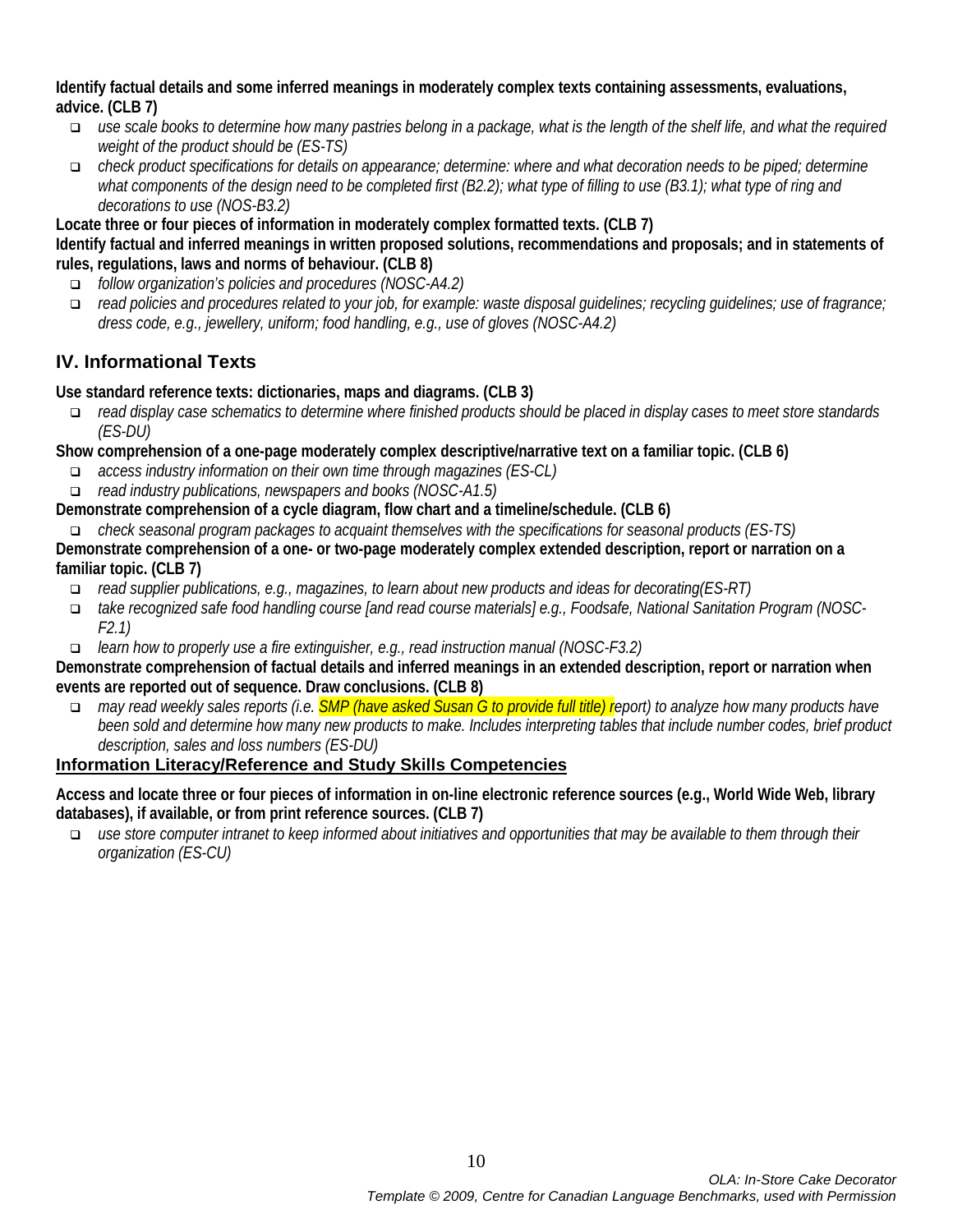**Identify factual details and some inferred meanings in moderately complex texts containing assessments, evaluations, advice. (CLB 7)**

- *use scale books to determine how many pastries belong in a package, what is the length of the shelf life, and what the required weight of the product should be (ES-TS)*
- *check product specifications for details on appearance; determine: where and what decoration needs to be piped; determine what components of the design need to be completed first (B2.2); what type of filling to use (B3.1); what type of ring and decorations to use (NOS-B3.2)*

**Locate three or four pieces of information in moderately complex formatted texts. (CLB 7)**

**Identify factual and inferred meanings in written proposed solutions, recommendations and proposals; and in statements of rules, regulations, laws and norms of behaviour. (CLB 8)**

- *follow organization's policies and procedures (NOSC-A4.2)*
- *read policies and procedures related to your job, for example: waste disposal guidelines; recycling guidelines; use of fragrance; dress code, e.g., jewellery, uniform; food handling, e.g., use of gloves (NOSC-A4.2)*

## IV. Informational Texts

**Use standard reference texts: dictionaries, maps and diagrams. (CLB 3)**

- *read display case schematics to determine where finished products should be placed in display cases to meet store standards (ES-DU)*

**Show comprehension of a one-page moderately complex descriptive/narrative text on a familiar topic. (CLB 6)**

- *access industry information on their own time through magazines (ES-CL)*
- *read industry publications, newspapers and books (NOSC-A1.5)*

**Demonstrate comprehension of a cycle diagram, flow chart and a timeline/schedule. (CLB 6)**

- *check seasonal program packages to acquaint themselves with the specifications for seasonal products (ES-TS)*

**Demonstrate comprehension of a one- or two-page moderately complex extended description, report or narration on a familiar topic. (CLB 7)**

- *read supplier publications, e.g., magazines, to learn about new products and ideas for decorating(ES-RT)*
- *take recognized safe food handling course [and read course materials] e.g., Foodsafe, National Sanitation Program (NOSC-F2.1)*
- *learn how to properly use a fire extinguisher, e.g., read instruction manual (NOSC-F3.2)*

**Demonstrate comprehension of factual details and inferred meanings in an extended description, report or narration when events are reported out of sequence. Draw conclusions. (CLB 8)**

- *may read weekly sales reports (i.e. SMP (have asked Susan G to provide full title) report) to analyze how many products have been sold and determine how many new products to make. Includes interpreting tables that include number codes, brief product description, sales and loss numbers (ES-DU)*

### Information Literacy/Reference and Study Skills Competencies

**Access and locate three or four pieces of information in on-line electronic reference sources (e.g., World Wide Web, library databases), if available, or from print reference sources. (CLB 7)**

- *use store computer intranet to keep informed about initiatives and opportunities that may be available to them through their organization (ES-CU)*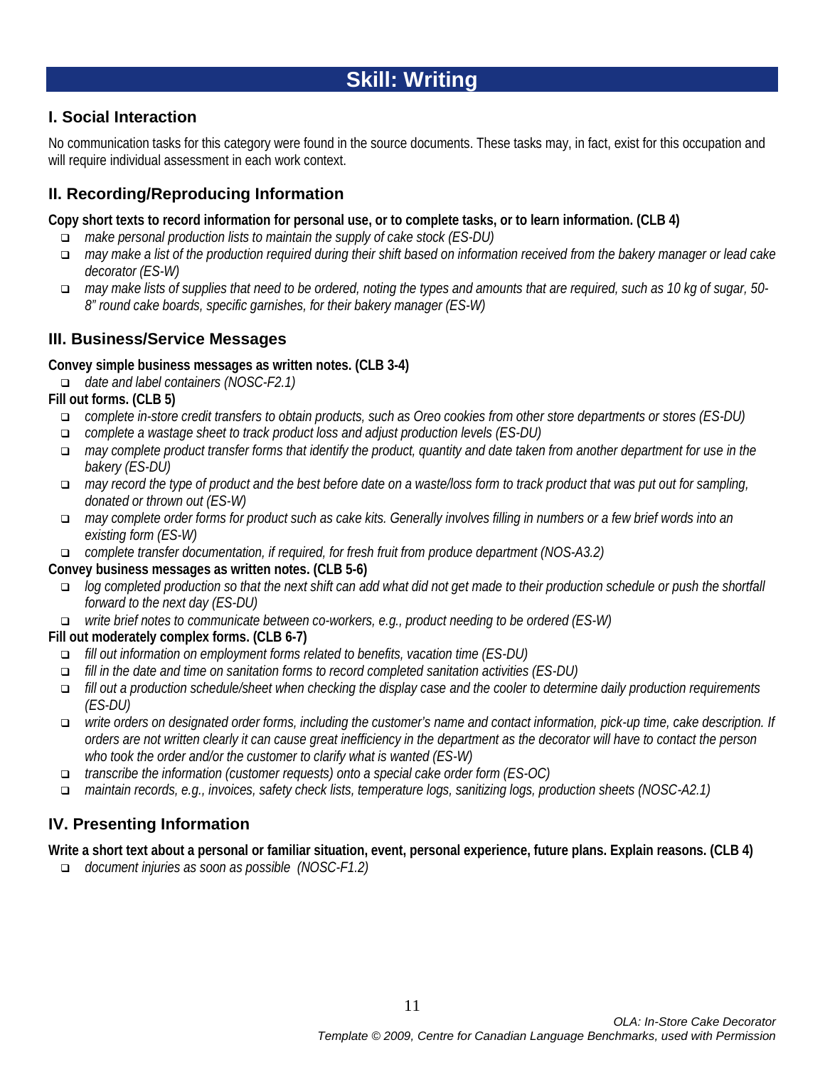# Skill: Writing

## I. Social Interaction

No communication tasks for this category were found in the source documents. These tasks may, in fact, exist for this occupation and will require individual assessment in each work context.

## II. Recording/Reproducing Information

**Copy short texts to record information for personal use, or to complete tasks, or to learn information. (CLB 4)**

- *make personal production lists to maintain the supply of cake stock (ES-DU)*
- *may make a list of the production required during their shift based on information received from the bakery manager or lead cake decorator (ES-W)*
- *may make lists of supplies that need to be ordered, noting the types and amounts that are required, such as 10 kg of sugar, 50-8" round cake boards, specific garnishes, for their bakery manager (ES-W)*

## III. Business/Service Messages

**Convey simple business messages as written notes. (CLB 3-4)**

- *date and label containers (NOSC-F2.1)*

**Fill out forms. (CLB 5)**

- *complete in-store credit transfers to obtain products, such as Oreo cookies from other store departments or stores (ES-DU)*
- *complete a wastage sheet to track product loss and adjust production levels (ES-DU)*
- *may complete product transfer forms that identify the product, quantity and date taken from another department for use in the bakery (ES-DU)*
- *may record the type of product and the best before date on a waste/loss form to track product that was put out for sampling, donated or thrown out (ES-W)*
- *may complete order forms for product such as cake kits. Generally involves filling in numbers or a few brief words into an existing form (ES-W)*
- *complete transfer documentation, if required, for fresh fruit from produce department (NOS-A3.2)*

**Convey business messages as written notes. (CLB 5-6)**

- *log completed production so that the next shift can add what did not get made to their production schedule or push the shortfall forward to the next day (ES-DU)*
- *write brief notes to communicate between co-workers, e.g., product needing to be ordered (ES-W)*

**Fill out moderately complex forms. (CLB 6-7)**

- *fill out information on employment forms related to benefits, vacation time (ES-DU)*
- *fill in the date and time on sanitation forms to record completed sanitation activities (ES-DU)*
- *fill out a production schedule/sheet when checking the display case and the cooler to determine daily production requirements (ES-DU)*
- *write orders on designated order forms, including the customer's name and contact information, pick-up time, cake description. If orders are not written clearly it can cause great inefficiency in the department as the decorator will have to contact the person who took the order and/or the customer to clarify what is wanted (ES-W)*
- *transcribe the information (customer requests) onto a special cake order form (ES-OC)*
- *maintain records, e.g., invoices, safety check lists, temperature logs, sanitizing logs, production sheets (NOSC-A2.1)*

## IV. Presenting Information

**Write a short text about a personal or familiar situation, event, personal experience, future plans. Explain reasons. (CLB 4)**

- *document injuries as soon as possible (NOSC-F1.2)*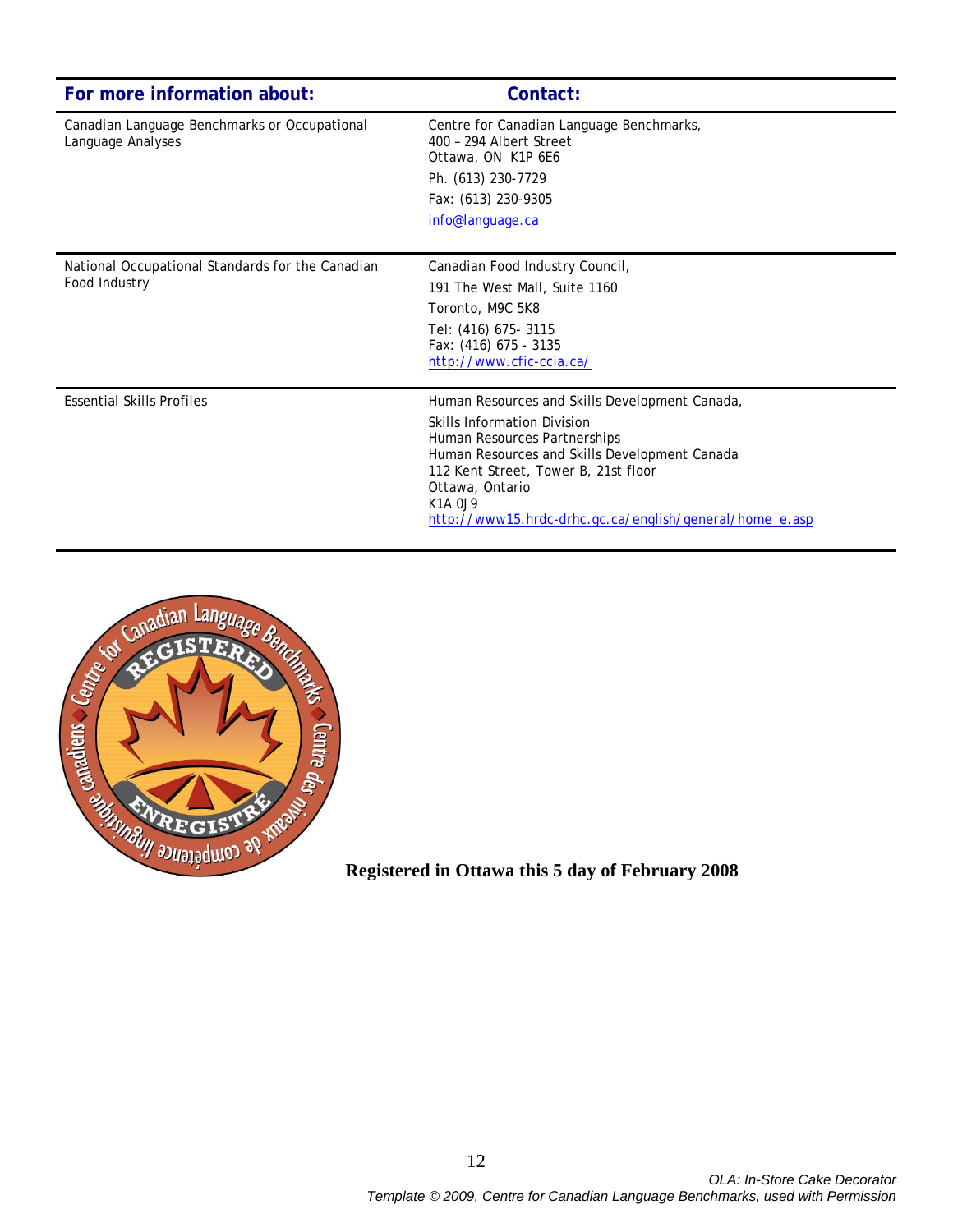| For more information about: | Contact: |
| --- | --- |
| Canadian Language Benchmarks or Occupational Language Analyses | Centre for Canadian Language Benchmarks,<br>400 – 294 Albert Street<br>Ottawa, ON K1P 6E6<br>Ph. (613) 230-7729<br>Fax: (613) 230-9305<br>info@language.ca |
| National Occupational Standards for the Canadian Food Industry | Canadian Food Industry Council,<br>191 The West Mall, Suite 1160<br>Toronto, M9C 5K8<br>Tel: (416) 675- 3115<br>Fax: (416) 675 - 3135<br>http://www.cfic-ccia.ca/ |
| Essential Skills Profiles | Human Resources and Skills Development Canada,<br>Skills Information Division<br>Human Resources Partnerships<br>Human Resources and Skills Development Canada<br>112 Kent Street, Tower B, 21st floor<br>Ottawa, Ontario<br>K1A 0J9<br>http://www15.hrdc-drhc.gc.ca/english/general/home_e.asp |

Centre for Canadian Language Benchmarks • REGISTERED • ENREGISTRÉ • Centre des niveaux de compétence linguistique canadiens

**Registered in Ottawa this 5 day of February 2008**

*OLA: In-Store Cake Decorator*
*Template © 2009, Centre for Canadian Language Benchmarks, used with Permission*